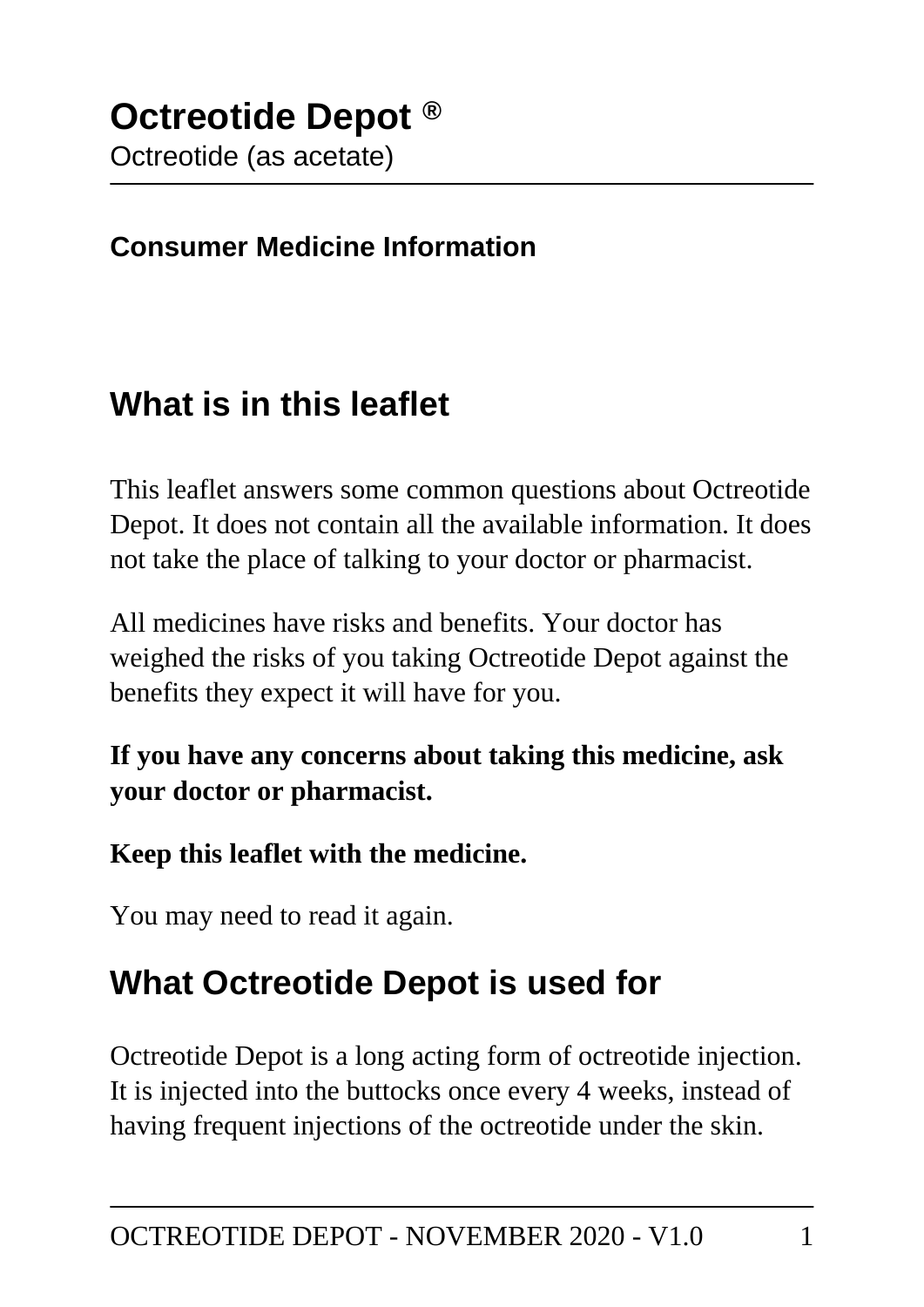# Octreotide Depot ®

Octreotide (as acetate)

**Consumer Medicine Information**

## What is in this leaflet

This leaflet answers some common questions about Octreotide Depot. It does not contain all the available information. It does not take the place of talking to your doctor or pharmacist.

All medicines have risks and benefits. Your doctor has weighed the risks of you taking Octreotide Depot against the benefits they expect it will have for you.

**If you have any concerns about taking this medicine, ask your doctor or pharmacist.**

**Keep this leaflet with the medicine.**

You may need to read it again.

## What Octreotide Depot is used for

Octreotide Depot is a long acting form of octreotide injection. It is injected into the buttocks once every 4 weeks, instead of having frequent injections of the octreotide under the skin.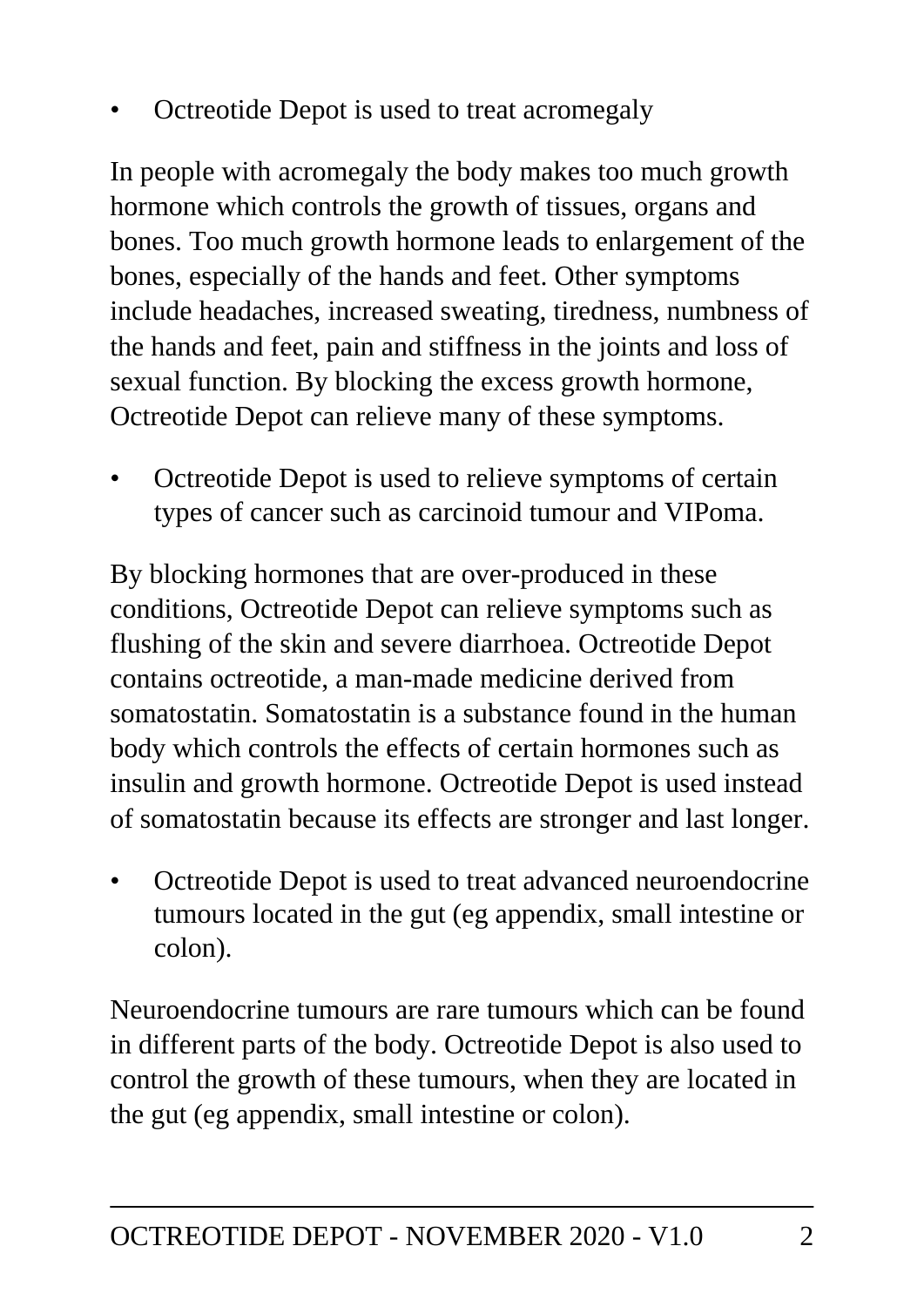- Octreotide Depot is used to treat acromegaly

In people with acromegaly the body makes too much growth hormone which controls the growth of tissues, organs and bones. Too much growth hormone leads to enlargement of the bones, especially of the hands and feet. Other symptoms include headaches, increased sweating, tiredness, numbness of the hands and feet, pain and stiffness in the joints and loss of sexual function. By blocking the excess growth hormone, Octreotide Depot can relieve many of these symptoms.

- Octreotide Depot is used to relieve symptoms of certain types of cancer such as carcinoid tumour and VIPoma.

By blocking hormones that are over-produced in these conditions, Octreotide Depot can relieve symptoms such as flushing of the skin and severe diarrhoea. Octreotide Depot contains octreotide, a man-made medicine derived from somatostatin. Somatostatin is a substance found in the human body which controls the effects of certain hormones such as insulin and growth hormone. Octreotide Depot is used instead of somatostatin because its effects are stronger and last longer.

- Octreotide Depot is used to treat advanced neuroendocrine tumours located in the gut (eg appendix, small intestine or colon).

Neuroendocrine tumours are rare tumours which can be found in different parts of the body. Octreotide Depot is also used to control the growth of these tumours, when they are located in the gut (eg appendix, small intestine or colon).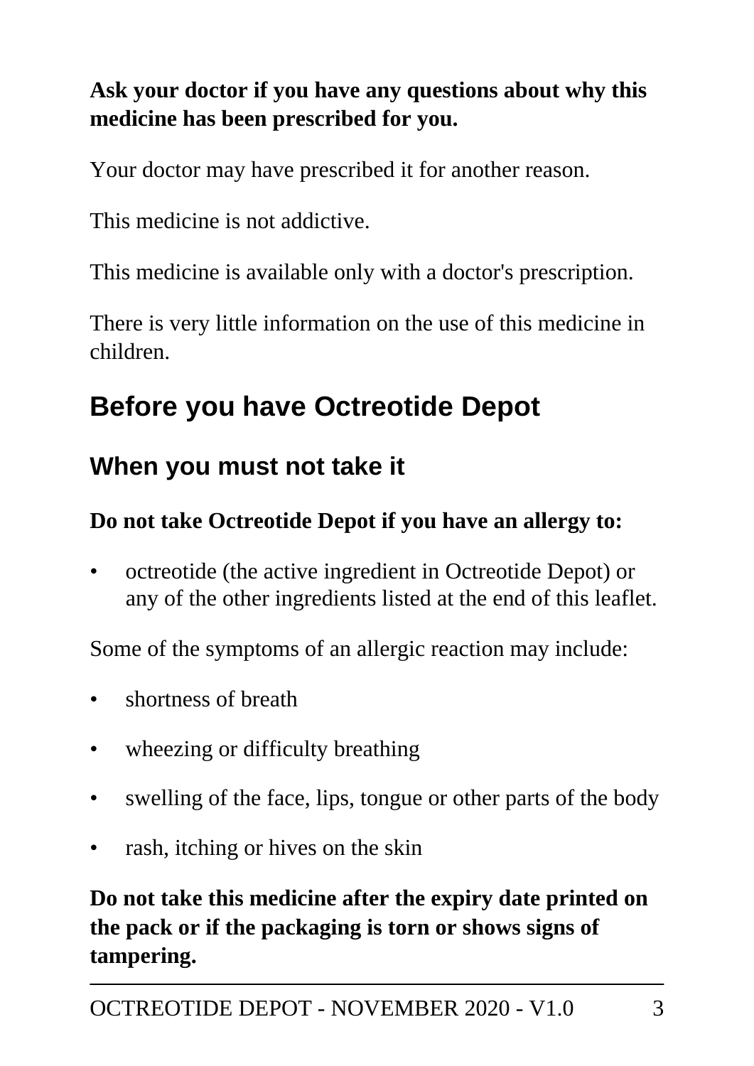**Ask your doctor if you have any questions about why this medicine has been prescribed for you.**

Your doctor may have prescribed it for another reason.

This medicine is not addictive.

This medicine is available only with a doctor's prescription.

There is very little information on the use of this medicine in children.

## Before you have Octreotide Depot

### When you must not take it

**Do not take Octreotide Depot if you have an allergy to:**

- octreotide (the active ingredient in Octreotide Depot) or any of the other ingredients listed at the end of this leaflet.

Some of the symptoms of an allergic reaction may include:

- shortness of breath
- wheezing or difficulty breathing
- swelling of the face, lips, tongue or other parts of the body
- rash, itching or hives on the skin

**Do not take this medicine after the expiry date printed on the pack or if the packaging is torn or shows signs of tampering.**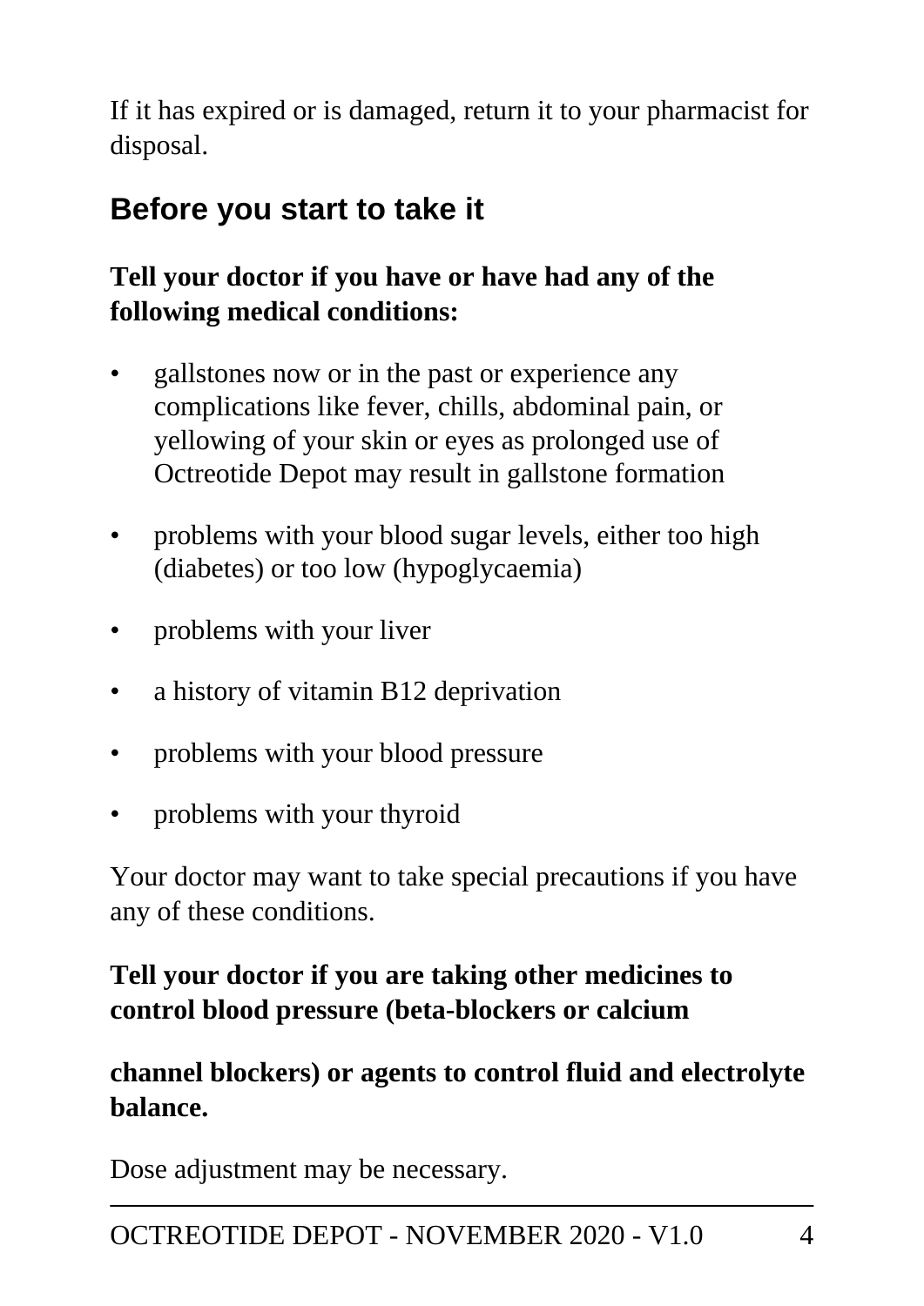If it has expired or is damaged, return it to your pharmacist for disposal.

## Before you start to take it

**Tell your doctor if you have or have had any of the following medical conditions:**

- gallstones now or in the past or experience any complications like fever, chills, abdominal pain, or yellowing of your skin or eyes as prolonged use of Octreotide Depot may result in gallstone formation
- problems with your blood sugar levels, either too high (diabetes) or too low (hypoglycaemia)
- problems with your liver
- a history of vitamin B12 deprivation
- problems with your blood pressure
- problems with your thyroid

Your doctor may want to take special precautions if you have any of these conditions.

**Tell your doctor if you are taking other medicines to control blood pressure (beta-blockers or calcium channel blockers) or agents to control fluid and electrolyte balance.**

Dose adjustment may be necessary.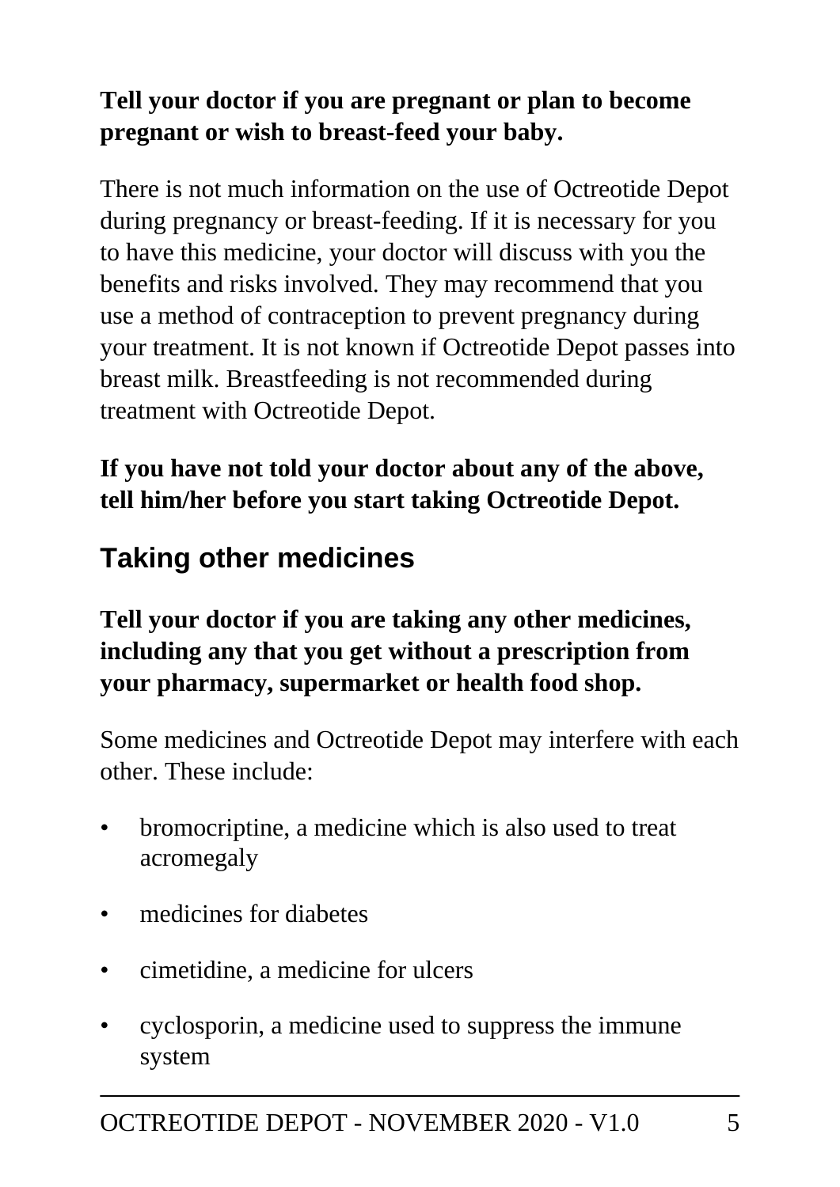**Tell your doctor if you are pregnant or plan to become pregnant or wish to breast-feed your baby.**

There is not much information on the use of Octreotide Depot during pregnancy or breast-feeding. If it is necessary for you to have this medicine, your doctor will discuss with you the benefits and risks involved. They may recommend that you use a method of contraception to prevent pregnancy during your treatment. It is not known if Octreotide Depot passes into breast milk. Breastfeeding is not recommended during treatment with Octreotide Depot.

**If you have not told your doctor about any of the above, tell him/her before you start taking Octreotide Depot.**

## Taking other medicines

**Tell your doctor if you are taking any other medicines, including any that you get without a prescription from your pharmacy, supermarket or health food shop.**

Some medicines and Octreotide Depot may interfere with each other. These include:

- bromocriptine, a medicine which is also used to treat acromegaly
- medicines for diabetes
- cimetidine, a medicine for ulcers
- cyclosporin, a medicine used to suppress the immune system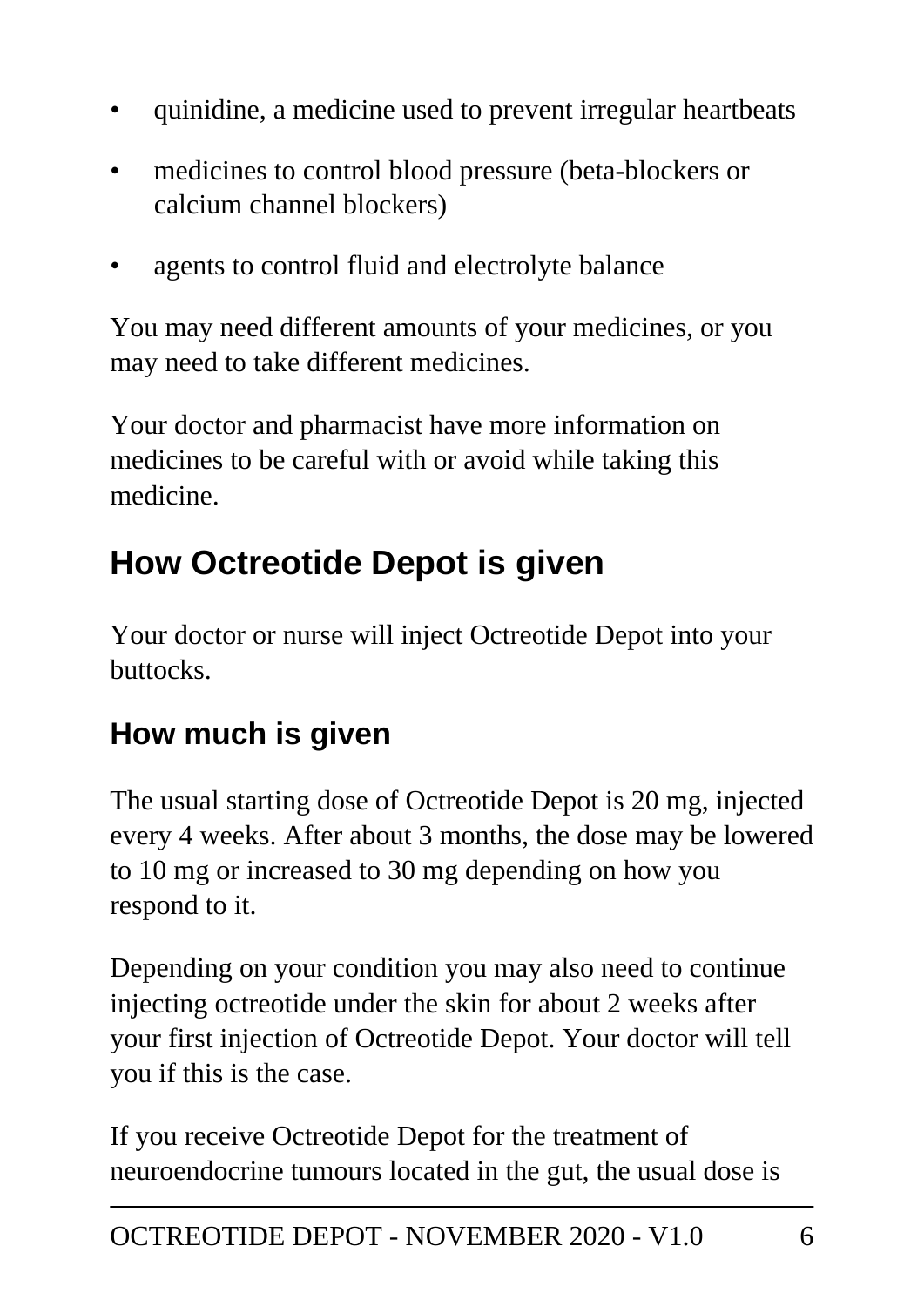- quinidine, a medicine used to prevent irregular heartbeats
- medicines to control blood pressure (beta-blockers or calcium channel blockers)
- agents to control fluid and electrolyte balance

You may need different amounts of your medicines, or you may need to take different medicines.

Your doctor and pharmacist have more information on medicines to be careful with or avoid while taking this medicine.

## How Octreotide Depot is given

Your doctor or nurse will inject Octreotide Depot into your buttocks.

### How much is given

The usual starting dose of Octreotide Depot is 20 mg, injected every 4 weeks. After about 3 months, the dose may be lowered to 10 mg or increased to 30 mg depending on how you respond to it.

Depending on your condition you may also need to continue injecting octreotide under the skin for about 2 weeks after your first injection of Octreotide Depot. Your doctor will tell you if this is the case.

If you receive Octreotide Depot for the treatment of neuroendocrine tumours located in the gut, the usual dose is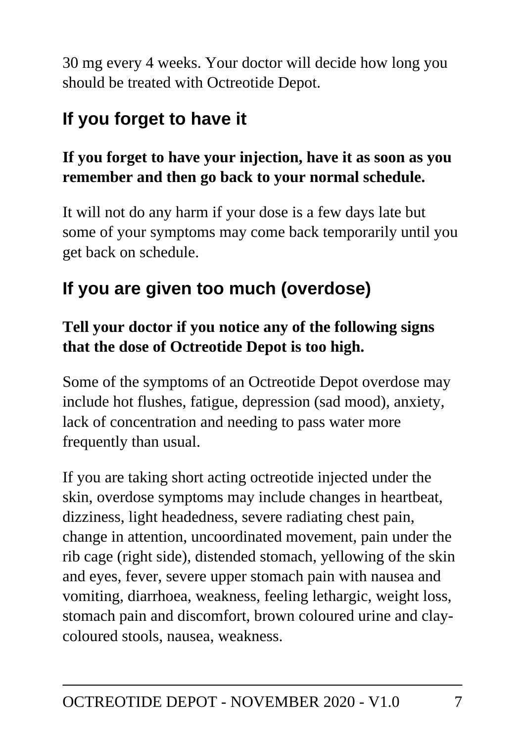30 mg every 4 weeks. Your doctor will decide how long you should be treated with Octreotide Depot.

## If you forget to have it

**If you forget to have your injection, have it as soon as you remember and then go back to your normal schedule.**

It will not do any harm if your dose is a few days late but some of your symptoms may come back temporarily until you get back on schedule.

## If you are given too much (overdose)

**Tell your doctor if you notice any of the following signs that the dose of Octreotide Depot is too high.**

Some of the symptoms of an Octreotide Depot overdose may include hot flushes, fatigue, depression (sad mood), anxiety, lack of concentration and needing to pass water more frequently than usual.

If you are taking short acting octreotide injected under the skin, overdose symptoms may include changes in heartbeat, dizziness, light headedness, severe radiating chest pain, change in attention, uncoordinated movement, pain under the rib cage (right side), distended stomach, yellowing of the skin and eyes, fever, severe upper stomach pain with nausea and vomiting, diarrhoea, weakness, feeling lethargic, weight loss, stomach pain and discomfort, brown coloured urine and clay-coloured stools, nausea, weakness.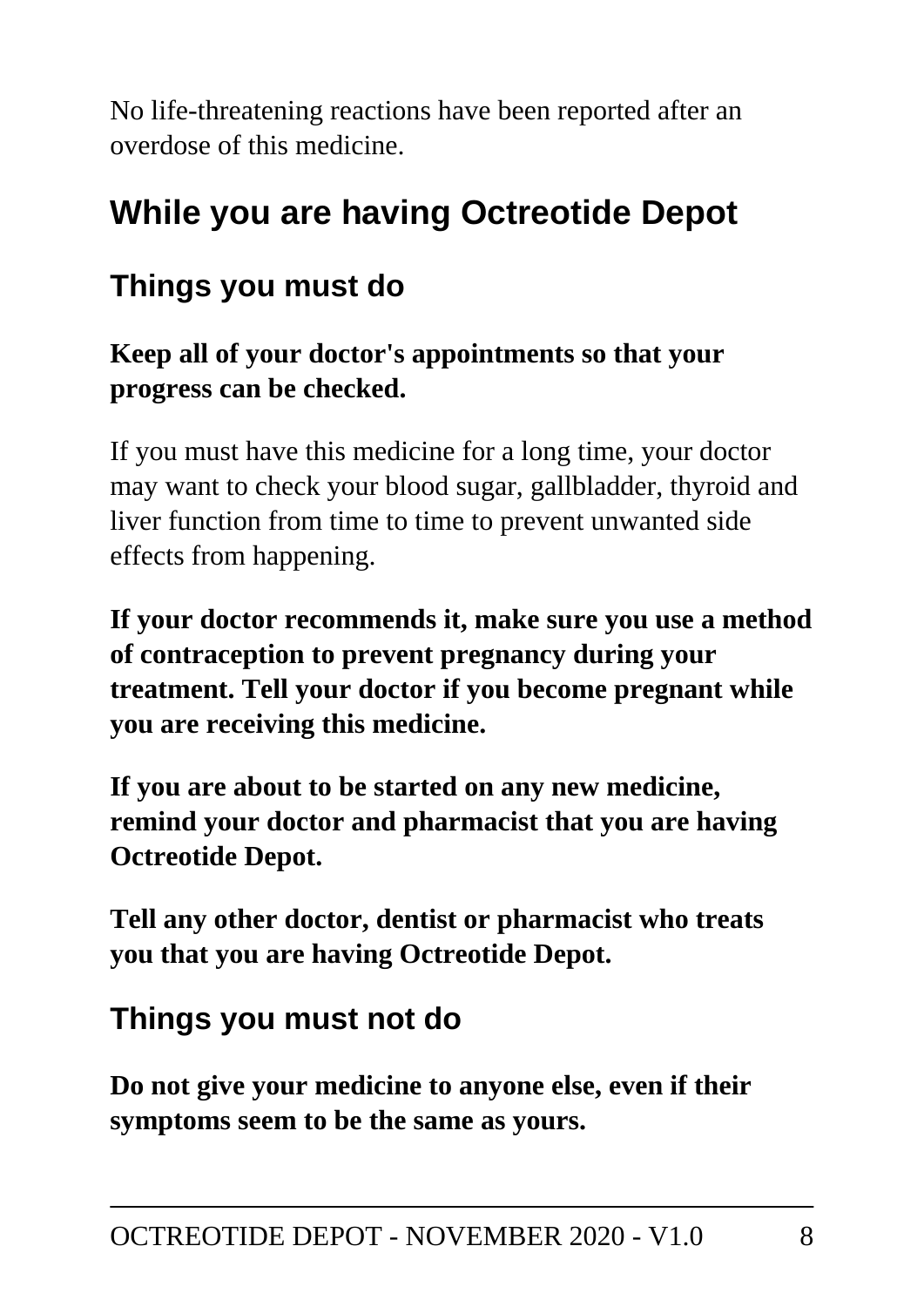No life-threatening reactions have been reported after an overdose of this medicine.

## While you are having Octreotide Depot

### Things you must do

**Keep all of your doctor's appointments so that your progress can be checked.**

If you must have this medicine for a long time, your doctor may want to check your blood sugar, gallbladder, thyroid and liver function from time to time to prevent unwanted side effects from happening.

**If your doctor recommends it, make sure you use a method of contraception to prevent pregnancy during your treatment. Tell your doctor if you become pregnant while you are receiving this medicine.**

**If you are about to be started on any new medicine, remind your doctor and pharmacist that you are having Octreotide Depot.**

**Tell any other doctor, dentist or pharmacist who treats you that you are having Octreotide Depot.**

### Things you must not do

**Do not give your medicine to anyone else, even if their symptoms seem to be the same as yours.**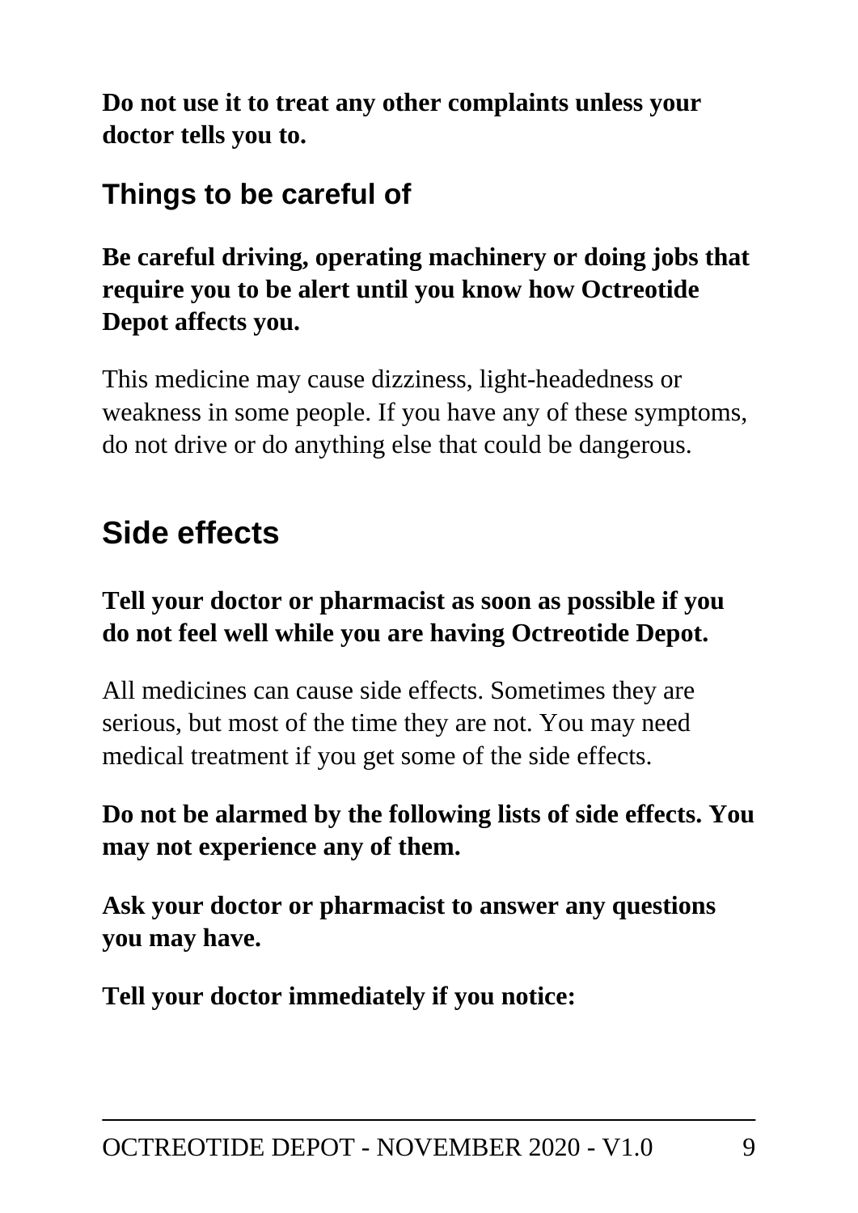**Do not use it to treat any other complaints unless your doctor tells you to.**

## Things to be careful of

**Be careful driving, operating machinery or doing jobs that require you to be alert until you know how Octreotide Depot affects you.**

This medicine may cause dizziness, light-headedness or weakness in some people. If you have any of these symptoms, do not drive or do anything else that could be dangerous.

# Side effects

**Tell your doctor or pharmacist as soon as possible if you do not feel well while you are having Octreotide Depot.**

All medicines can cause side effects. Sometimes they are serious, but most of the time they are not. You may need medical treatment if you get some of the side effects.

**Do not be alarmed by the following lists of side effects. You may not experience any of them.**

**Ask your doctor or pharmacist to answer any questions you may have.**

**Tell your doctor immediately if you notice:**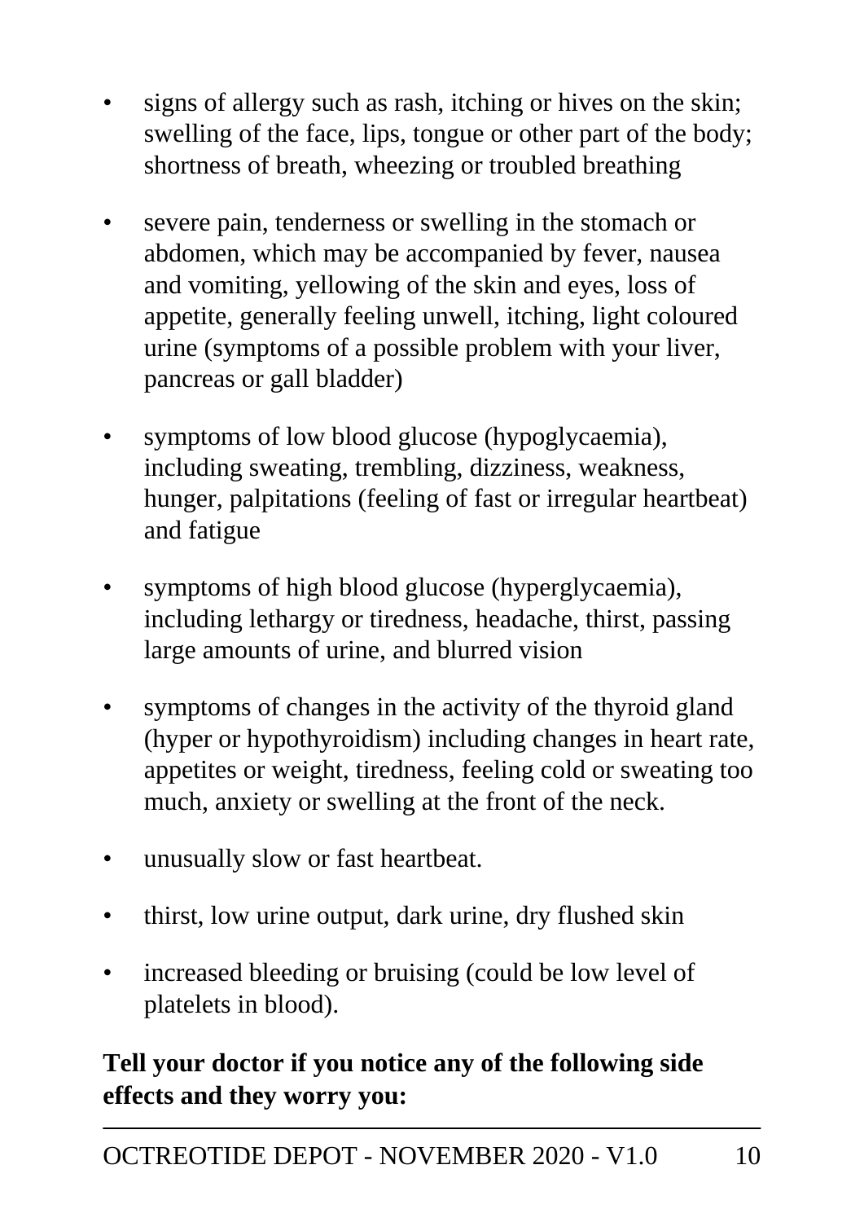- signs of allergy such as rash, itching or hives on the skin; swelling of the face, lips, tongue or other part of the body; shortness of breath, wheezing or troubled breathing
- severe pain, tenderness or swelling in the stomach or abdomen, which may be accompanied by fever, nausea and vomiting, yellowing of the skin and eyes, loss of appetite, generally feeling unwell, itching, light coloured urine (symptoms of a possible problem with your liver, pancreas or gall bladder)
- symptoms of low blood glucose (hypoglycaemia), including sweating, trembling, dizziness, weakness, hunger, palpitations (feeling of fast or irregular heartbeat) and fatigue
- symptoms of high blood glucose (hyperglycaemia), including lethargy or tiredness, headache, thirst, passing large amounts of urine, and blurred vision
- symptoms of changes in the activity of the thyroid gland (hyper or hypothyroidism) including changes in heart rate, appetites or weight, tiredness, feeling cold or sweating too much, anxiety or swelling at the front of the neck.
- unusually slow or fast heartbeat.
- thirst, low urine output, dark urine, dry flushed skin
- increased bleeding or bruising (could be low level of platelets in blood).

**Tell your doctor if you notice any of the following side effects and they worry you:**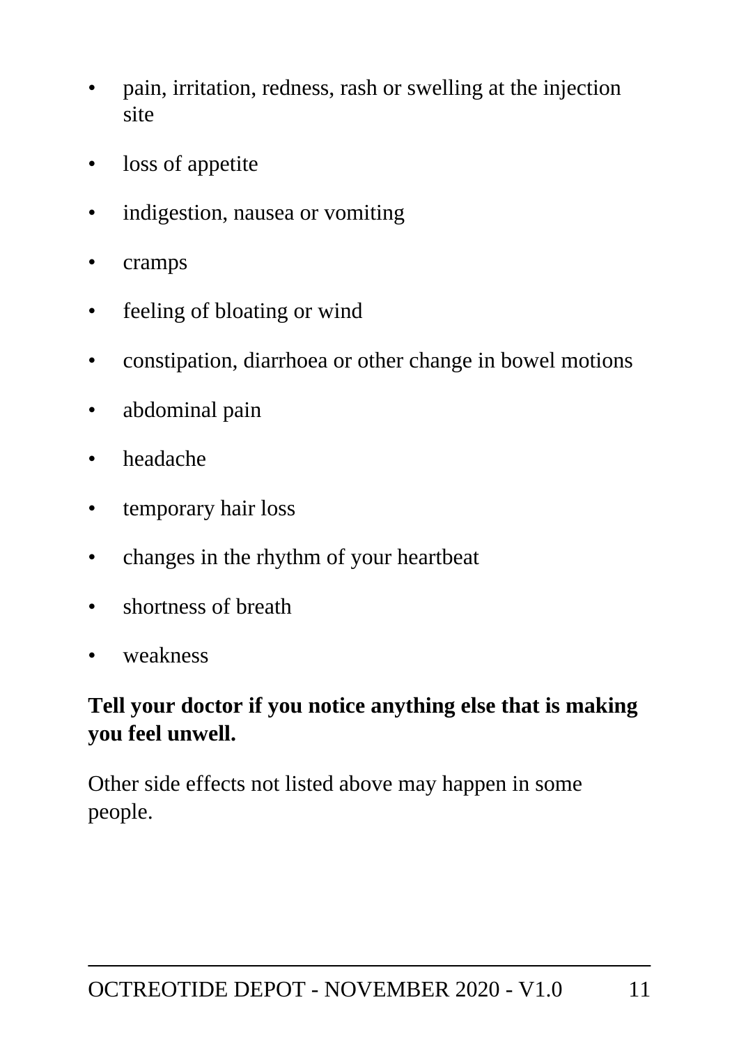- pain, irritation, redness, rash or swelling at the injection site
- loss of appetite
- indigestion, nausea or vomiting
- cramps
- feeling of bloating or wind
- constipation, diarrhoea or other change in bowel motions
- abdominal pain
- headache
- temporary hair loss
- changes in the rhythm of your heartbeat
- shortness of breath
- weakness

**Tell your doctor if you notice anything else that is making you feel unwell.**

Other side effects not listed above may happen in some people.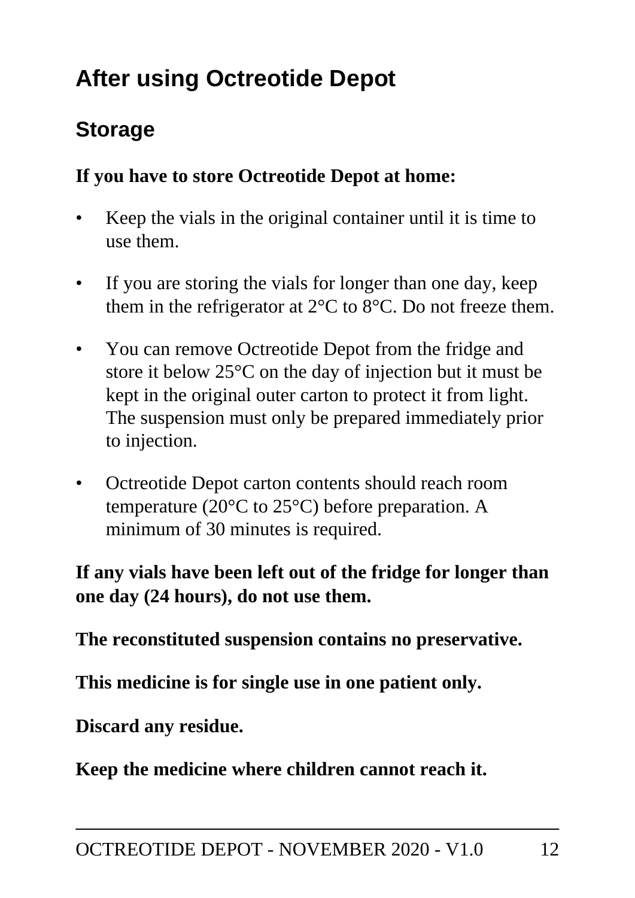# After using Octreotide Depot

## Storage

**If you have to store Octreotide Depot at home:**

- Keep the vials in the original container until it is time to use them.
- If you are storing the vials for longer than one day, keep them in the refrigerator at 2°C to 8°C. Do not freeze them.
- You can remove Octreotide Depot from the fridge and store it below 25°C on the day of injection but it must be kept in the original outer carton to protect it from light. The suspension must only be prepared immediately prior to injection.
- Octreotide Depot carton contents should reach room temperature (20°C to 25°C) before preparation. A minimum of 30 minutes is required.

**If any vials have been left out of the fridge for longer than one day (24 hours), do not use them.**

**The reconstituted suspension contains no preservative.**

**This medicine is for single use in one patient only.**

**Discard any residue.**

**Keep the medicine where children cannot reach it.**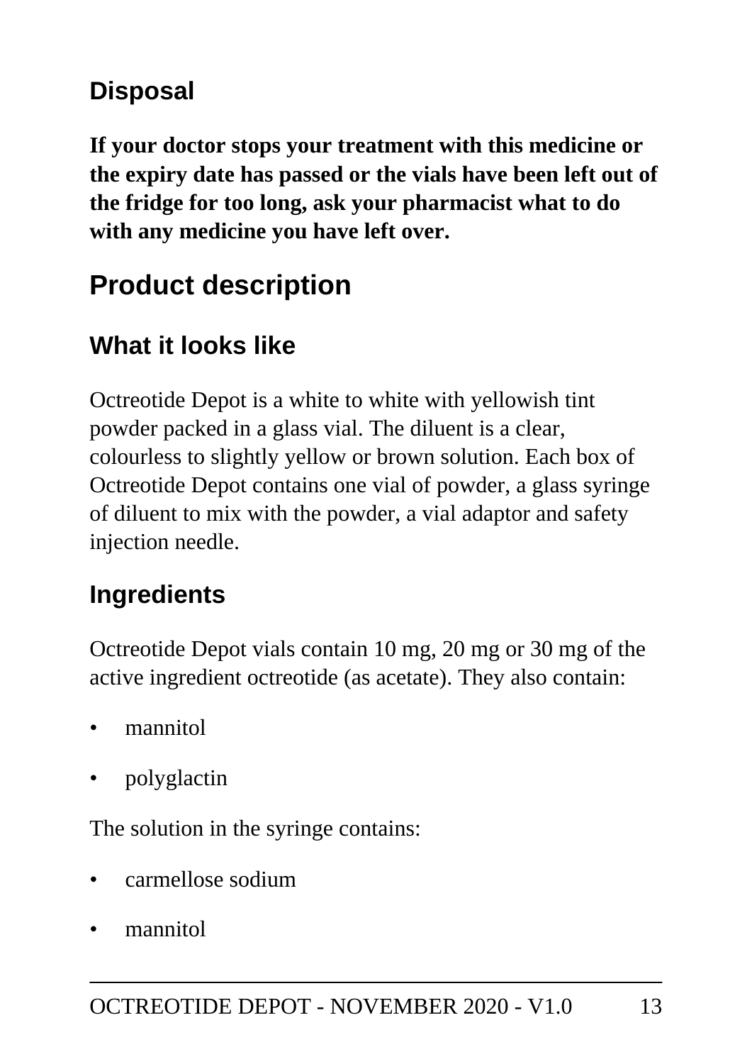### Disposal

**If your doctor stops your treatment with this medicine or the expiry date has passed or the vials have been left out of the fridge for too long, ask your pharmacist what to do with any medicine you have left over.**

## Product description

### What it looks like

Octreotide Depot is a white to white with yellowish tint powder packed in a glass vial. The diluent is a clear, colourless to slightly yellow or brown solution. Each box of Octreotide Depot contains one vial of powder, a glass syringe of diluent to mix with the powder, a vial adaptor and safety injection needle.

### Ingredients

Octreotide Depot vials contain 10 mg, 20 mg or 30 mg of the active ingredient octreotide (as acetate). They also contain:

- mannitol
- polyglactin

The solution in the syringe contains:

- carmellose sodium
- mannitol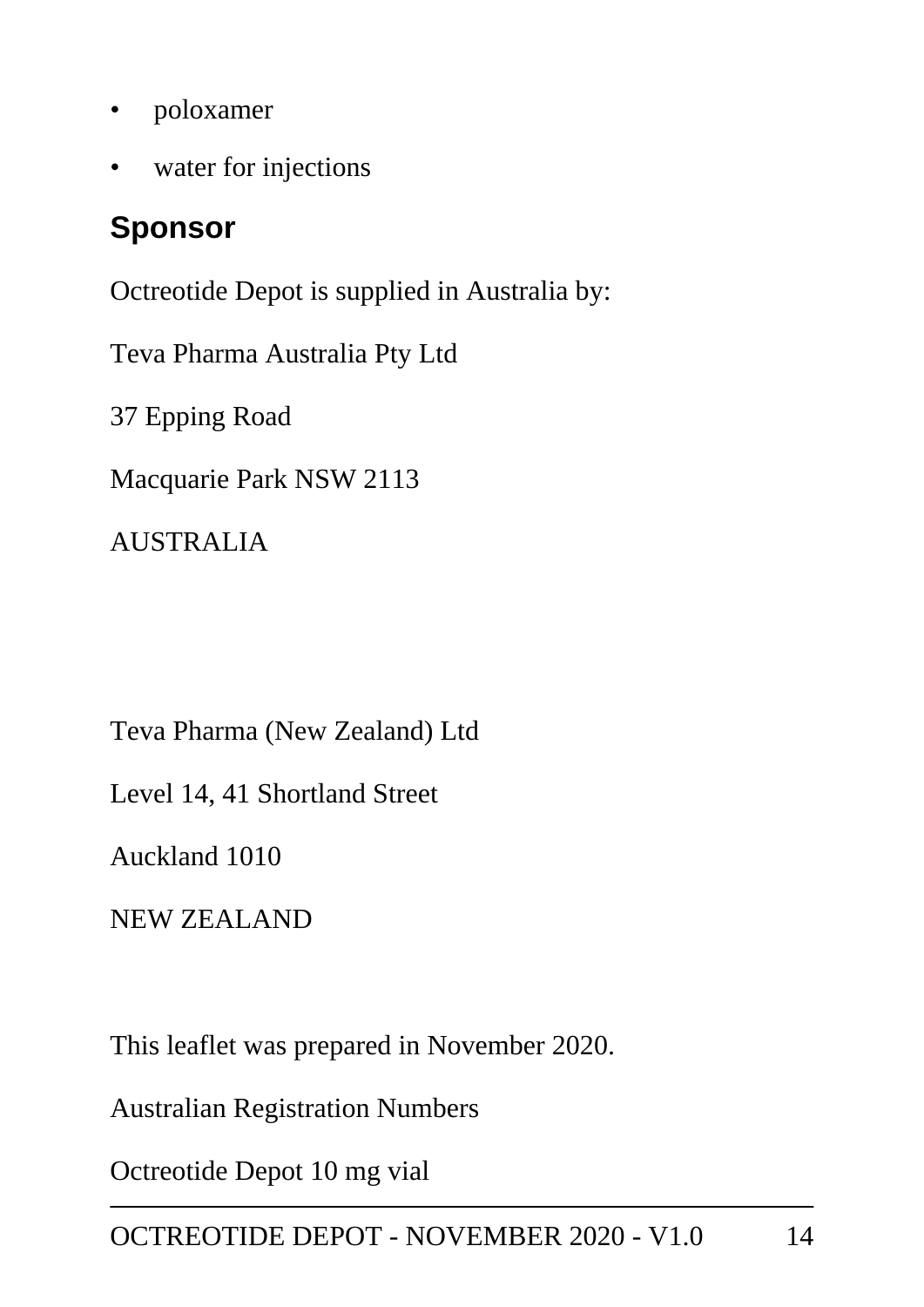- poloxamer
- water for injections

## Sponsor

Octreotide Depot is supplied in Australia by:

Teva Pharma Australia Pty Ltd

37 Epping Road

Macquarie Park NSW 2113

AUSTRALIA

Teva Pharma (New Zealand) Ltd

Level 14, 41 Shortland Street

Auckland 1010

NEW ZEALAND

This leaflet was prepared in November 2020.

Australian Registration Numbers

Octreotide Depot 10 mg vial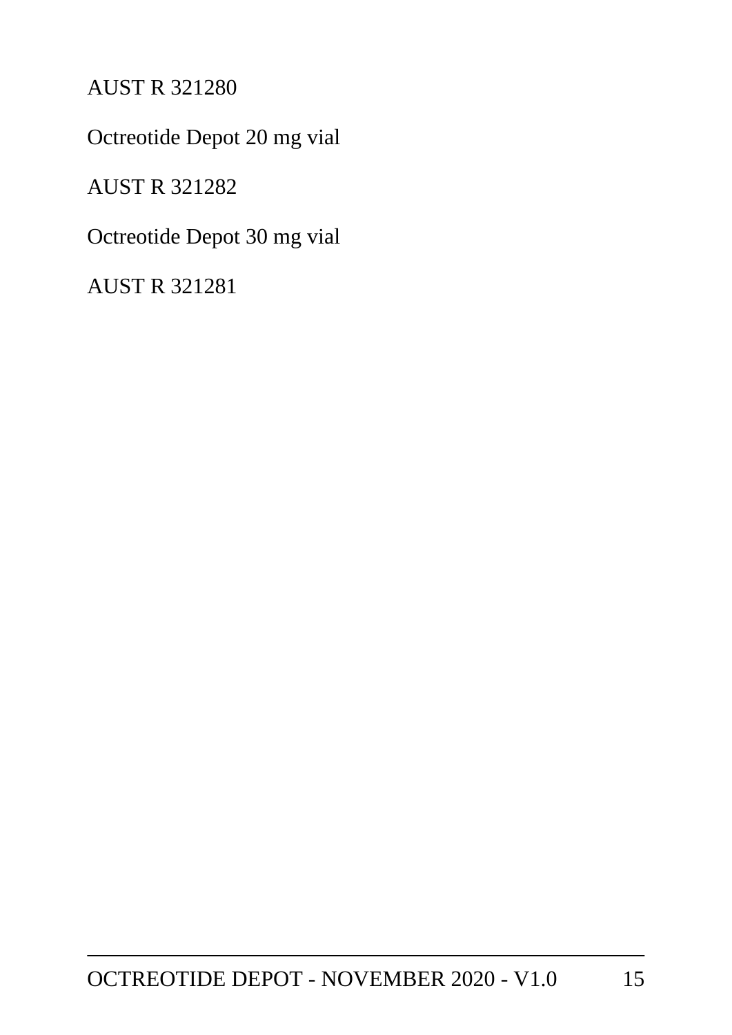AUST R 321280

Octreotide Depot 20 mg vial

AUST R 321282

Octreotide Depot 30 mg vial

AUST R 321281